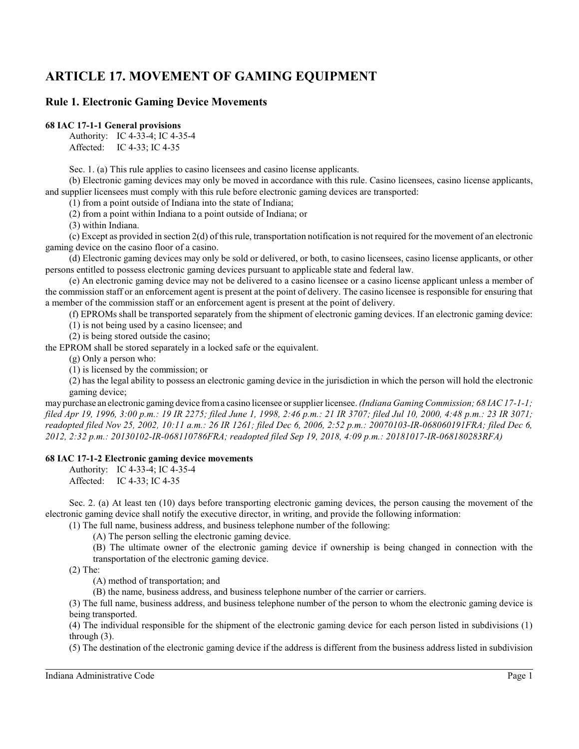# ARTICLE 17. MOVEMENT OF GAMING EQUIPMENT

## Rule 1. Electronic Gaming Device Movements

### 68 IAC 17-1-1 General provisions

Authority: IC 4-33-4; IC 4-35-4
Affected: IC 4-33; IC 4-35

Sec. 1. (a) This rule applies to casino licensees and casino license applicants.

(b) Electronic gaming devices may only be moved in accordance with this rule. Casino licensees, casino license applicants, and supplier licensees must comply with this rule before electronic gaming devices are transported:

(1) from a point outside of Indiana into the state of Indiana;

(2) from a point within Indiana to a point outside of Indiana; or

(3) within Indiana.

(c) Except as provided in section 2(d) of this rule, transportation notification is not required for the movement of an electronic gaming device on the casino floor of a casino.

(d) Electronic gaming devices may only be sold or delivered, or both, to casino licensees, casino license applicants, or other persons entitled to possess electronic gaming devices pursuant to applicable state and federal law.

(e) An electronic gaming device may not be delivered to a casino licensee or a casino license applicant unless a member of the commission staff or an enforcement agent is present at the point of delivery. The casino licensee is responsible for ensuring that a member of the commission staff or an enforcement agent is present at the point of delivery.

(f) EPROMs shall be transported separately from the shipment of electronic gaming devices. If an electronic gaming device:

(1) is not being used by a casino licensee; and

(2) is being stored outside the casino;

the EPROM shall be stored separately in a locked safe or the equivalent.

(g) Only a person who:

(1) is licensed by the commission; or

(2) has the legal ability to possess an electronic gaming device in the jurisdiction in which the person will hold the electronic gaming device;

may purchase an electronic gaming device from a casino licensee or supplier licensee. *(Indiana Gaming Commission; 68 IAC 17-1-1; filed Apr 19, 1996, 3:00 p.m.: 19 IR 2275; filed June 1, 1998, 2:46 p.m.: 21 IR 3707; filed Jul 10, 2000, 4:48 p.m.: 23 IR 3071; readopted filed Nov 25, 2002, 10:11 a.m.: 26 IR 1261; filed Dec 6, 2006, 2:52 p.m.: 20070103-IR-068060191FRA; filed Dec 6, 2012, 2:32 p.m.: 20130102-IR-068110786FRA; readopted filed Sep 19, 2018, 4:09 p.m.: 20181017-IR-068180283RFA)*

### 68 IAC 17-1-2 Electronic gaming device movements

Authority: IC 4-33-4; IC 4-35-4
Affected: IC 4-33; IC 4-35

Sec. 2. (a) At least ten (10) days before transporting electronic gaming devices, the person causing the movement of the electronic gaming device shall notify the executive director, in writing, and provide the following information:

(1) The full name, business address, and business telephone number of the following:

(A) The person selling the electronic gaming device.

(B) The ultimate owner of the electronic gaming device if ownership is being changed in connection with the transportation of the electronic gaming device.

(2) The:

(A) method of transportation; and

(B) the name, business address, and business telephone number of the carrier or carriers.

(3) The full name, business address, and business telephone number of the person to whom the electronic gaming device is being transported.

(4) The individual responsible for the shipment of the electronic gaming device for each person listed in subdivisions (1) through (3).

(5) The destination of the electronic gaming device if the address is different from the business address listed in subdivision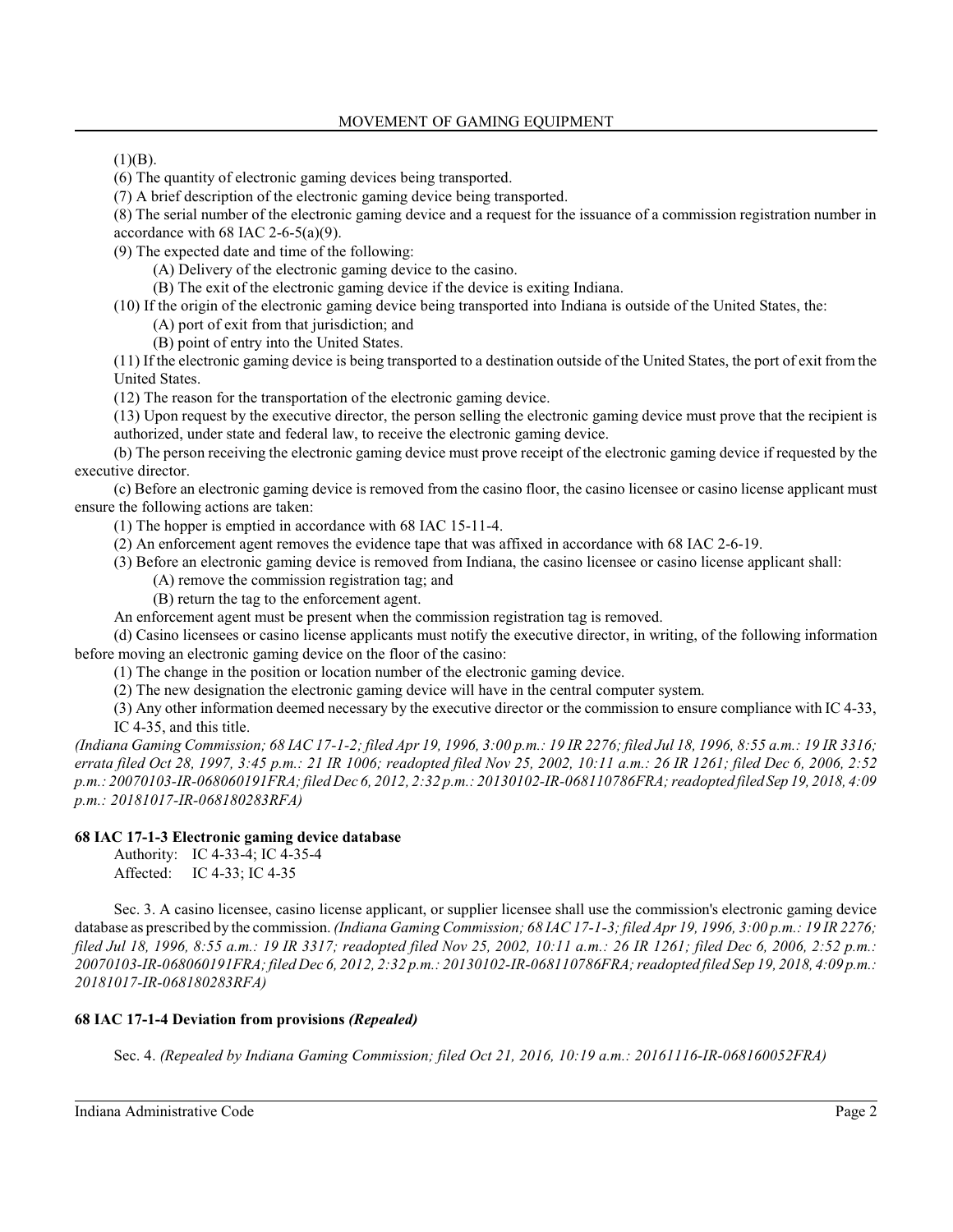(1)(B).

(6) The quantity of electronic gaming devices being transported.

(7) A brief description of the electronic gaming device being transported.

(8) The serial number of the electronic gaming device and a request for the issuance of a commission registration number in accordance with 68 IAC 2-6-5(a)(9).

(9) The expected date and time of the following:

(A) Delivery of the electronic gaming device to the casino.

(B) The exit of the electronic gaming device if the device is exiting Indiana.

(10) If the origin of the electronic gaming device being transported into Indiana is outside of the United States, the:

(A) port of exit from that jurisdiction; and

(B) point of entry into the United States.

(11) If the electronic gaming device is being transported to a destination outside of the United States, the port of exit from the United States.

(12) The reason for the transportation of the electronic gaming device.

(13) Upon request by the executive director, the person selling the electronic gaming device must prove that the recipient is authorized, under state and federal law, to receive the electronic gaming device.

(b) The person receiving the electronic gaming device must prove receipt of the electronic gaming device if requested by the executive director.

(c) Before an electronic gaming device is removed from the casino floor, the casino licensee or casino license applicant must ensure the following actions are taken:

(1) The hopper is emptied in accordance with 68 IAC 15-11-4.

(2) An enforcement agent removes the evidence tape that was affixed in accordance with 68 IAC 2-6-19.

(3) Before an electronic gaming device is removed from Indiana, the casino licensee or casino license applicant shall:

(A) remove the commission registration tag; and

(B) return the tag to the enforcement agent.

An enforcement agent must be present when the commission registration tag is removed.

(d) Casino licensees or casino license applicants must notify the executive director, in writing, of the following information before moving an electronic gaming device on the floor of the casino:

(1) The change in the position or location number of the electronic gaming device.

(2) The new designation the electronic gaming device will have in the central computer system.

(3) Any other information deemed necessary by the executive director or the commission to ensure compliance with IC 4-33, IC 4-35, and this title.

*(Indiana Gaming Commission; 68 IAC 17-1-2; filed Apr 19, 1996, 3:00 p.m.: 19 IR 2276; filed Jul 18, 1996, 8:55 a.m.: 19 IR 3316; errata filed Oct 28, 1997, 3:45 p.m.: 21 IR 1006; readopted filed Nov 25, 2002, 10:11 a.m.: 26 IR 1261; filed Dec 6, 2006, 2:52 p.m.: 20070103-IR-068060191FRA; filed Dec 6, 2012, 2:32 p.m.: 20130102-IR-068110786FRA; readopted filed Sep 19, 2018, 4:09 p.m.: 20181017-IR-068180283RFA)*

### 68 IAC 17-1-3 Electronic gaming device database

Authority: IC 4-33-4; IC 4-35-4
Affected: IC 4-33; IC 4-35

Sec. 3. A casino licensee, casino license applicant, or supplier licensee shall use the commission's electronic gaming device database as prescribed by the commission. *(Indiana Gaming Commission; 68 IAC 17-1-3; filed Apr 19, 1996, 3:00 p.m.: 19 IR 2276; filed Jul 18, 1996, 8:55 a.m.: 19 IR 3317; readopted filed Nov 25, 2002, 10:11 a.m.: 26 IR 1261; filed Dec 6, 2006, 2:52 p.m.: 20070103-IR-068060191FRA; filed Dec 6, 2012, 2:32 p.m.: 20130102-IR-068110786FRA; readopted filed Sep 19, 2018, 4:09 p.m.: 20181017-IR-068180283RFA)*

### 68 IAC 17-1-4 Deviation from provisions *(Repealed)*

Sec. 4. *(Repealed by Indiana Gaming Commission; filed Oct 21, 2016, 10:19 a.m.: 20161116-IR-068160052FRA)*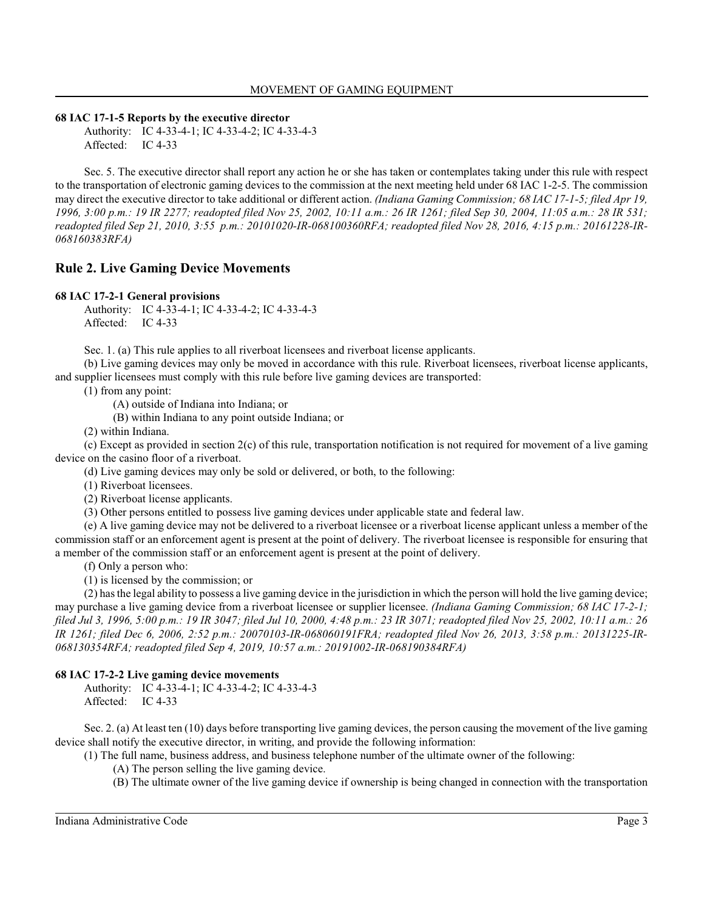### 68 IAC 17-1-5 Reports by the executive director

Authority: IC 4-33-4-1; IC 4-33-4-2; IC 4-33-4-3
Affected: IC 4-33

Sec. 5. The executive director shall report any action he or she has taken or contemplates taking under this rule with respect to the transportation of electronic gaming devices to the commission at the next meeting held under 68 IAC 1-2-5. The commission may direct the executive director to take additional or different action. *(Indiana Gaming Commission; 68 IAC 17-1-5; filed Apr 19, 1996, 3:00 p.m.: 19 IR 2277; readopted filed Nov 25, 2002, 10:11 a.m.: 26 IR 1261; filed Sep 30, 2004, 11:05 a.m.: 28 IR 531; readopted filed Sep 21, 2010, 3:55 p.m.: 20101020-IR-068100360RFA; readopted filed Nov 28, 2016, 4:15 p.m.: 20161228-IR-068160383RFA)*

## Rule 2. Live Gaming Device Movements

### 68 IAC 17-2-1 General provisions

Authority: IC 4-33-4-1; IC 4-33-4-2; IC 4-33-4-3
Affected: IC 4-33

Sec. 1. (a) This rule applies to all riverboat licensees and riverboat license applicants.

(b) Live gaming devices may only be moved in accordance with this rule. Riverboat licensees, riverboat license applicants, and supplier licensees must comply with this rule before live gaming devices are transported:

(1) from any point:

(A) outside of Indiana into Indiana; or

(B) within Indiana to any point outside Indiana; or

(2) within Indiana.

(c) Except as provided in section 2(c) of this rule, transportation notification is not required for movement of a live gaming device on the casino floor of a riverboat.

(d) Live gaming devices may only be sold or delivered, or both, to the following:

(1) Riverboat licensees.

(2) Riverboat license applicants.

(3) Other persons entitled to possess live gaming devices under applicable state and federal law.

(e) A live gaming device may not be delivered to a riverboat licensee or a riverboat license applicant unless a member of the commission staff or an enforcement agent is present at the point of delivery. The riverboat licensee is responsible for ensuring that a member of the commission staff or an enforcement agent is present at the point of delivery.

(f) Only a person who:

(1) is licensed by the commission; or

(2) has the legal ability to possess a live gaming device in the jurisdiction in which the person will hold the live gaming device; may purchase a live gaming device from a riverboat licensee or supplier licensee. *(Indiana Gaming Commission; 68 IAC 17-2-1; filed Jul 3, 1996, 5:00 p.m.: 19 IR 3047; filed Jul 10, 2000, 4:48 p.m.: 23 IR 3071; readopted filed Nov 25, 2002, 10:11 a.m.: 26 IR 1261; filed Dec 6, 2006, 2:52 p.m.: 20070103-IR-068060191FRA; readopted filed Nov 26, 2013, 3:58 p.m.: 20131225-IR-068130354RFA; readopted filed Sep 4, 2019, 10:57 a.m.: 20191002-IR-068190384RFA)*

### 68 IAC 17-2-2 Live gaming device movements

Authority: IC 4-33-4-1; IC 4-33-4-2; IC 4-33-4-3
Affected: IC 4-33

Sec. 2. (a) At least ten (10) days before transporting live gaming devices, the person causing the movement of the live gaming device shall notify the executive director, in writing, and provide the following information:

(1) The full name, business address, and business telephone number of the ultimate owner of the following:

(A) The person selling the live gaming device.

(B) The ultimate owner of the live gaming device if ownership is being changed in connection with the transportation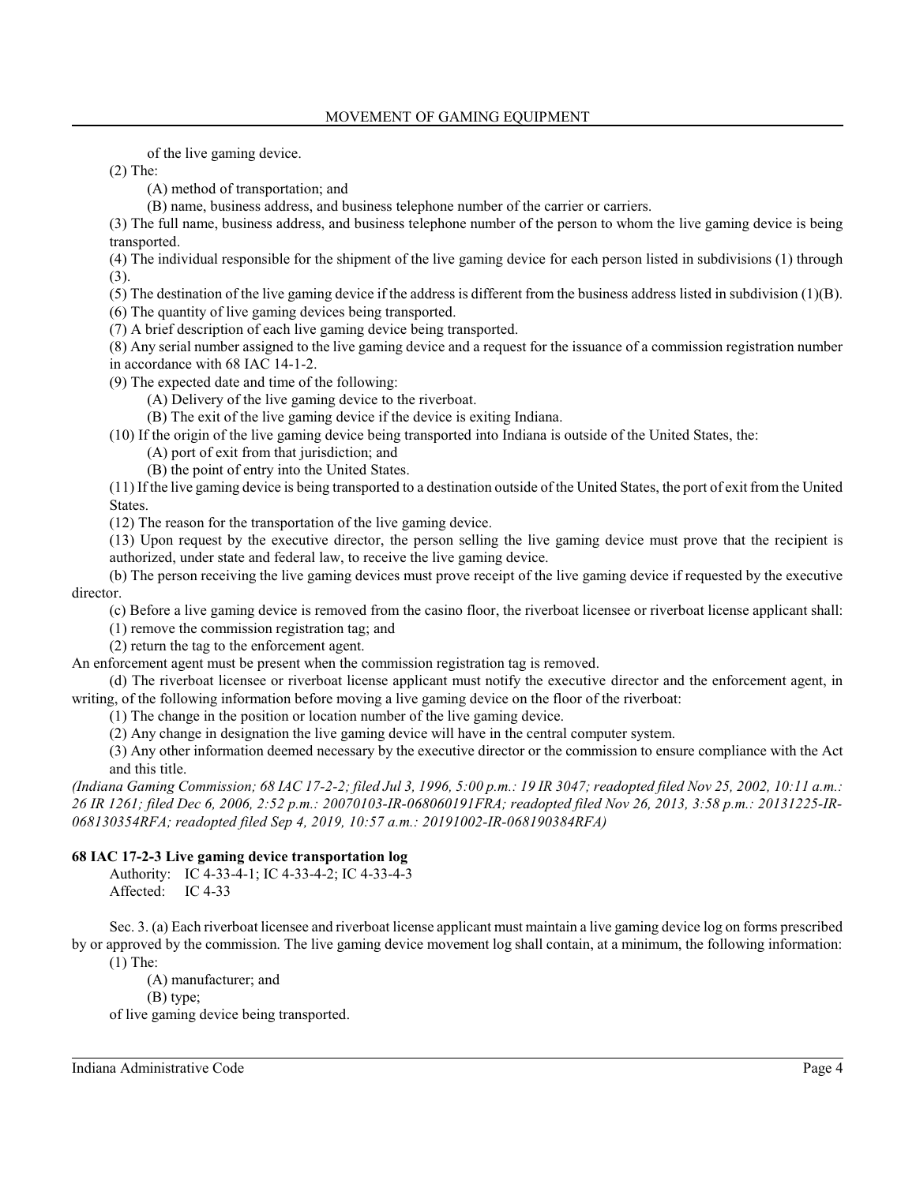of the live gaming device.

(2) The:

(A) method of transportation; and

(B) name, business address, and business telephone number of the carrier or carriers.

(3) The full name, business address, and business telephone number of the person to whom the live gaming device is being transported.

(4) The individual responsible for the shipment of the live gaming device for each person listed in subdivisions (1) through (3).

(5) The destination of the live gaming device if the address is different from the business address listed in subdivision (1)(B).

(6) The quantity of live gaming devices being transported.

(7) A brief description of each live gaming device being transported.

(8) Any serial number assigned to the live gaming device and a request for the issuance of a commission registration number in accordance with 68 IAC 14-1-2.

(9) The expected date and time of the following:

(A) Delivery of the live gaming device to the riverboat.

(B) The exit of the live gaming device if the device is exiting Indiana.

(10) If the origin of the live gaming device being transported into Indiana is outside of the United States, the:

(A) port of exit from that jurisdiction; and

(B) the point of entry into the United States.

(11) If the live gaming device is being transported to a destination outside of the United States, the port of exit from the United States.

(12) The reason for the transportation of the live gaming device.

(13) Upon request by the executive director, the person selling the live gaming device must prove that the recipient is authorized, under state and federal law, to receive the live gaming device.

(b) The person receiving the live gaming devices must prove receipt of the live gaming device if requested by the executive director.

(c) Before a live gaming device is removed from the casino floor, the riverboat licensee or riverboat license applicant shall:

(1) remove the commission registration tag; and

(2) return the tag to the enforcement agent.

An enforcement agent must be present when the commission registration tag is removed.

(d) The riverboat licensee or riverboat license applicant must notify the executive director and the enforcement agent, in writing, of the following information before moving a live gaming device on the floor of the riverboat:

(1) The change in the position or location number of the live gaming device.

(2) Any change in designation the live gaming device will have in the central computer system.

(3) Any other information deemed necessary by the executive director or the commission to ensure compliance with the Act and this title.

*(Indiana Gaming Commission; 68 IAC 17-2-2; filed Jul 3, 1996, 5:00 p.m.: 19 IR 3047; readopted filed Nov 25, 2002, 10:11 a.m.: 26 IR 1261; filed Dec 6, 2006, 2:52 p.m.: 20070103-IR-068060191FRA; readopted filed Nov 26, 2013, 3:58 p.m.: 20131225-IR-068130354RFA; readopted filed Sep 4, 2019, 10:57 a.m.: 20191002-IR-068190384RFA)*

**68 IAC 17-2-3 Live gaming device transportation log**

Authority: IC 4-33-4-1; IC 4-33-4-2; IC 4-33-4-3
Affected: IC 4-33

Sec. 3. (a) Each riverboat licensee and riverboat license applicant must maintain a live gaming device log on forms prescribed by or approved by the commission. The live gaming device movement log shall contain, at a minimum, the following information:

(1) The:

(A) manufacturer; and

(B) type;

of live gaming device being transported.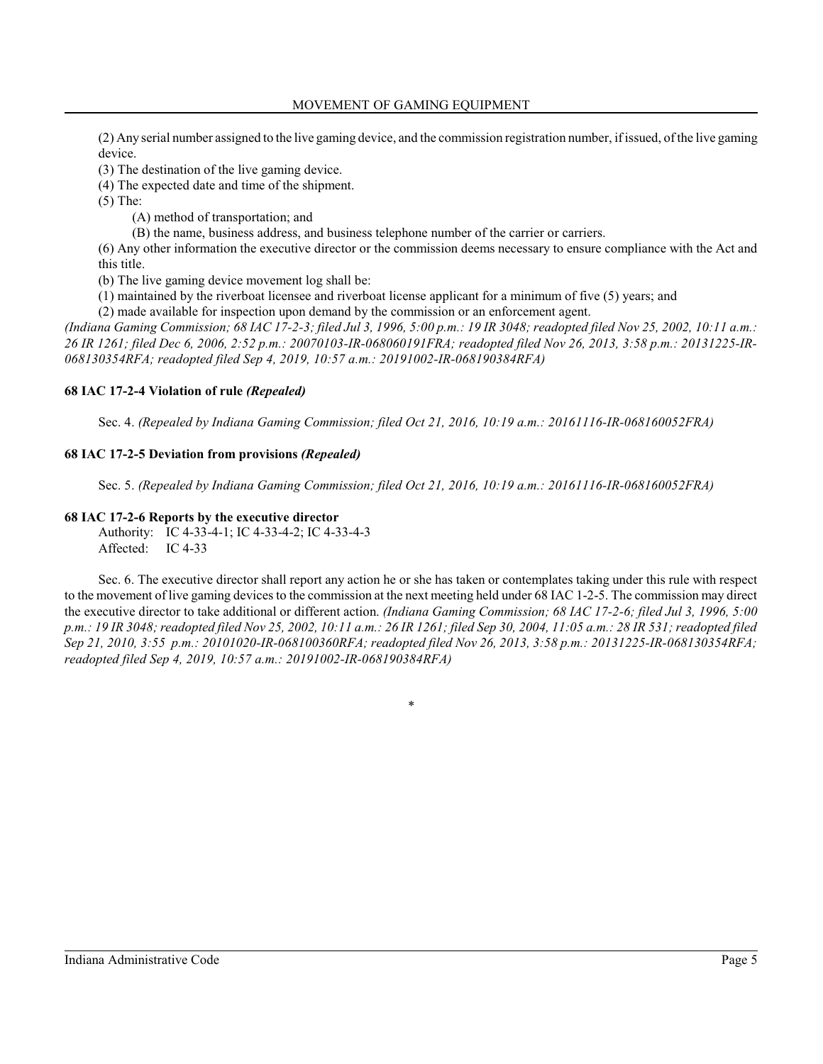(2) Any serial number assigned to the live gaming device, and the commission registration number, if issued, of the live gaming device.

(3) The destination of the live gaming device.

(4) The expected date and time of the shipment.

(5) The:

(A) method of transportation; and

(B) the name, business address, and business telephone number of the carrier or carriers.

(6) Any other information the executive director or the commission deems necessary to ensure compliance with the Act and this title.

(b) The live gaming device movement log shall be:

(1) maintained by the riverboat licensee and riverboat license applicant for a minimum of five (5) years; and

(2) made available for inspection upon demand by the commission or an enforcement agent.

*(Indiana Gaming Commission; 68 IAC 17-2-3; filed Jul 3, 1996, 5:00 p.m.: 19 IR 3048; readopted filed Nov 25, 2002, 10:11 a.m.: 26 IR 1261; filed Dec 6, 2006, 2:52 p.m.: 20070103-IR-068060191FRA; readopted filed Nov 26, 2013, 3:58 p.m.: 20131225-IR-068130354RFA; readopted filed Sep 4, 2019, 10:57 a.m.: 20191002-IR-068190384RFA)*

**68 IAC 17-2-4 Violation of rule *(Repealed)***

Sec. 4. *(Repealed by Indiana Gaming Commission; filed Oct 21, 2016, 10:19 a.m.: 20161116-IR-068160052FRA)*

**68 IAC 17-2-5 Deviation from provisions *(Repealed)***

Sec. 5. *(Repealed by Indiana Gaming Commission; filed Oct 21, 2016, 10:19 a.m.: 20161116-IR-068160052FRA)*

**68 IAC 17-2-6 Reports by the executive director**

Authority: IC 4-33-4-1; IC 4-33-4-2; IC 4-33-4-3
Affected: IC 4-33

Sec. 6. The executive director shall report any action he or she has taken or contemplates taking under this rule with respect to the movement of live gaming devices to the commission at the next meeting held under 68 IAC 1-2-5. The commission may direct the executive director to take additional or different action. *(Indiana Gaming Commission; 68 IAC 17-2-6; filed Jul 3, 1996, 5:00 p.m.: 19 IR 3048; readopted filed Nov 25, 2002, 10:11 a.m.: 26 IR 1261; filed Sep 30, 2004, 11:05 a.m.: 28 IR 531; readopted filed Sep 21, 2010, 3:55 p.m.: 20101020-IR-068100360RFA; readopted filed Nov 26, 2013, 3:58 p.m.: 20131225-IR-068130354RFA; readopted filed Sep 4, 2019, 10:57 a.m.: 20191002-IR-068190384RFA)*

*